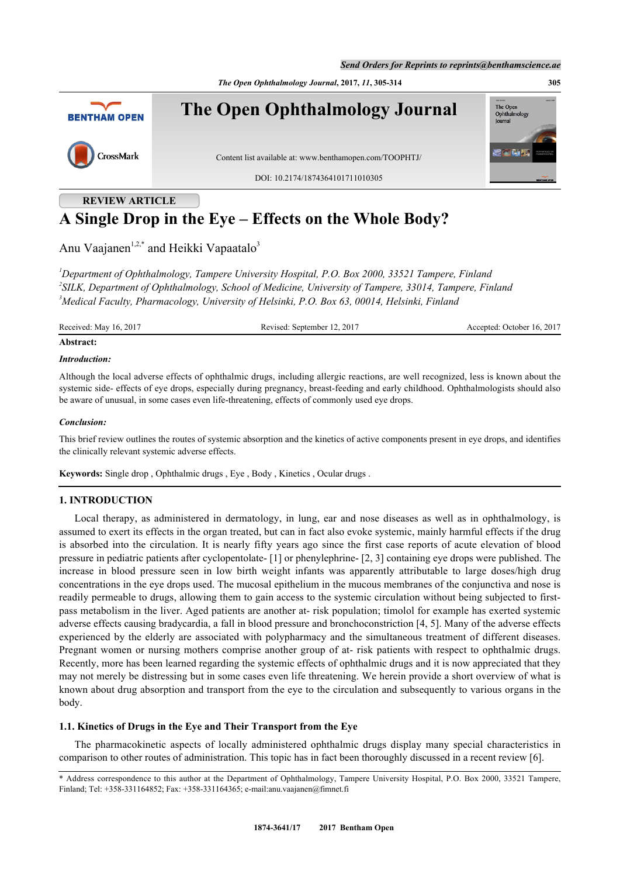REVIEW ARTICLE

# A Single Drop in the Eye – Effects on the Whole Body?

Anu Vaajanen[1,2,*] and Heikki Vapaatalo[3]

[1]*Department of Ophthalmology, Tampere University Hospital, P.O. Box 2000, 33521 Tampere, Finland*
[2]*SILK, Department of Ophthalmology, School of Medicine, University of Tampere, 33014, Tampere, Finland*
[3]*Medical Faculty, Pharmacology, University of Helsinki, P.O. Box 63, 00014, Helsinki, Finland*

Received: May 16, 2017 Revised: September 12, 2017 Accepted: October 16, 2017

**Abstract:**

***Introduction:***

Although the local adverse effects of ophthalmic drugs, including allergic reactions, are well recognized, less is known about the systemic side- effects of eye drops, especially during pregnancy, breast-feeding and early childhood. Ophthalmologists should also be aware of unusual, in some cases even life-threatening, effects of commonly used eye drops.

***Conclusion:***

This brief review outlines the routes of systemic absorption and the kinetics of active components present in eye drops, and identifies the clinically relevant systemic adverse effects.

**Keywords:** Single drop , Ophthalmic drugs , Eye , Body , Kinetics , Ocular drugs .

## 1. INTRODUCTION

Local therapy, as administered in dermatology, in lung, ear and nose diseases as well as in ophthalmology, is assumed to exert its effects in the organ treated, but can in fact also evoke systemic, mainly harmful effects if the drug is absorbed into the circulation. It is nearly fifty years ago since the first case reports of acute elevation of blood pressure in pediatric patients after cyclopentolate- [1] or phenylephrine- [2, 3] containing eye drops were published. The increase in blood pressure seen in low birth weight infants was apparently attributable to large doses/high drug concentrations in the eye drops used. The mucosal epithelium in the mucous membranes of the conjunctiva and nose is readily permeable to drugs, allowing them to gain access to the systemic circulation without being subjected to first-pass metabolism in the liver. Aged patients are another at- risk population; timolol for example has exerted systemic adverse effects causing bradycardia, a fall in blood pressure and bronchoconstriction [4, 5]. Many of the adverse effects experienced by the elderly are associated with polypharmacy and the simultaneous treatment of different diseases. Pregnant women or nursing mothers comprise another group of at- risk patients with respect to ophthalmic drugs. Recently, more has been learned regarding the systemic effects of ophthalmic drugs and it is now appreciated that they may not merely be distressing but in some cases even life threatening. We herein provide a short overview of what is known about drug absorption and transport from the eye to the circulation and subsequently to various organs in the body.

### 1.1. Kinetics of Drugs in the Eye and Their Transport from the Eye

The pharmacokinetic aspects of locally administered ophthalmic drugs display many special characteristics in comparison to other routes of administration. This topic has in fact been thoroughly discussed in a recent review [6].

* Address correspondence to this author at the Department of Ophthalmology, Tampere University Hospital, P.O. Box 2000, 33521 Tampere, Finland; Tel: +358-331164852; Fax: +358-331164365; e-mail:anu.vaajanen@fimnet.fi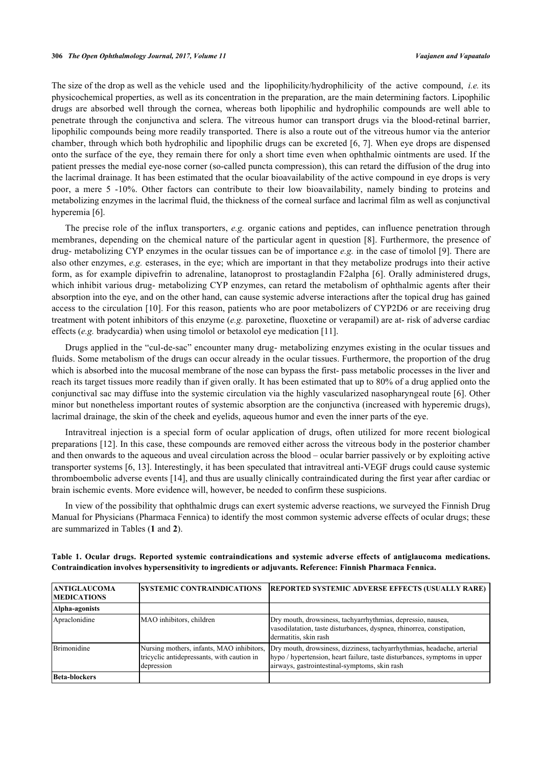The size of the drop as well as the vehicle used and the lipophilicity/hydrophilicity of the active compound, *i.e.* its physicochemical properties, as well as its concentration in the preparation, are the main determining factors. Lipophilic drugs are absorbed well through the cornea, whereas both lipophilic and hydrophilic compounds are well able to penetrate through the conjunctiva and sclera. The vitreous humor can transport drugs via the blood-retinal barrier, lipophilic compounds being more readily transported. There is also a route out of the vitreous humor via the anterior chamber, through which both hydrophilic and lipophilic drugs can be excreted [6, 7]. When eye drops are dispensed onto the surface of the eye, they remain there for only a short time even when ophthalmic ointments are used. If the patient presses the medial eye-nose corner (so-called puncta compression), this can retard the diffusion of the drug into the lacrimal drainage. It has been estimated that the ocular bioavailability of the active compound in eye drops is very poor, a mere 5 -10%. Other factors can contribute to their low bioavailability, namely binding to proteins and metabolizing enzymes in the lacrimal fluid, the thickness of the corneal surface and lacrimal film as well as conjunctival hyperemia [6].

The precise role of the influx transporters, *e.g.* organic cations and peptides, can influence penetration through membranes, depending on the chemical nature of the particular agent in question [8]. Furthermore, the presence of drug- metabolizing CYP enzymes in the ocular tissues can be of importance *e.g.* in the case of timolol [9]. There are also other enzymes, *e.g.* esterases, in the eye; which are important in that they metabolize prodrugs into their active form, as for example dipivefrin to adrenaline, latanoprost to prostaglandin F2alpha [6]. Orally administered drugs, which inhibit various drug- metabolizing CYP enzymes, can retard the metabolism of ophthalmic agents after their absorption into the eye, and on the other hand, can cause systemic adverse interactions after the topical drug has gained access to the circulation [10]. For this reason, patients who are poor metabolizers of CYP2D6 or are receiving drug treatment with potent inhibitors of this enzyme (*e.g.* paroxetine, fluoxetine or verapamil) are at- risk of adverse cardiac effects (*e.g.* bradycardia) when using timolol or betaxolol eye medication [11].

Drugs applied in the "cul-de-sac" encounter many drug- metabolizing enzymes existing in the ocular tissues and fluids. Some metabolism of the drugs can occur already in the ocular tissues. Furthermore, the proportion of the drug which is absorbed into the mucosal membrane of the nose can bypass the first- pass metabolic processes in the liver and reach its target tissues more readily than if given orally. It has been estimated that up to 80% of a drug applied onto the conjunctival sac may diffuse into the systemic circulation via the highly vascularized nasopharyngeal route [6]. Other minor but nonetheless important routes of systemic absorption are the conjunctiva (increased with hyperemic drugs), lacrimal drainage, the skin of the cheek and eyelids, aqueous humor and even the inner parts of the eye.

Intravitreal injection is a special form of ocular application of drugs, often utilized for more recent biological preparations [12]. In this case, these compounds are removed either across the vitreous body in the posterior chamber and then onwards to the aqueous and uveal circulation across the blood – ocular barrier passively or by exploiting active transporter systems [6, 13]. Interestingly, it has been speculated that intravitreal anti-VEGF drugs could cause systemic thromboembolic adverse events [14], and thus are usually clinically contraindicated during the first year after cardiac or brain ischemic events. More evidence will, however, be needed to confirm these suspicions.

In view of the possibility that ophthalmic drugs can exert systemic adverse reactions, we surveyed the Finnish Drug Manual for Physicians (Pharmaca Fennica) to identify the most common systemic adverse effects of ocular drugs; these are summarized in Tables (**1** and **2**).

**Table 1. Ocular drugs. Reported systemic contraindications and systemic adverse effects of antiglaucoma medications. Contraindication involves hypersensitivity to ingredients or adjuvants. Reference: Finnish Pharmaca Fennica.**

| ANTIGLAUCOMA MEDICATIONS | SYSTEMIC CONTRAINDICATIONS | REPORTED SYSTEMIC ADVERSE EFFECTS (USUALLY RARE) |
|---|---|---|
| **Alpha-agonists** | | |
| Apraclonidine | MAO inhibitors, children | Dry mouth, drowsiness, tachyarrhythmias, depressio, nausea, vasodilatation, taste disturbances, dyspnea, rhinorrea, constipation, dermatitis, skin rash |
| Brimonidine | Nursing mothers, infants, MAO inhibitors, tricyclic antidepressants, with caution in depression | Dry mouth, drowsiness, dizziness, tachyarrhythmias, headache, arterial hypo / hypertension, heart failure, taste disturbances, symptoms in upper airways, gastrointestinal-symptoms, skin rash |
| **Beta-blockers** | | |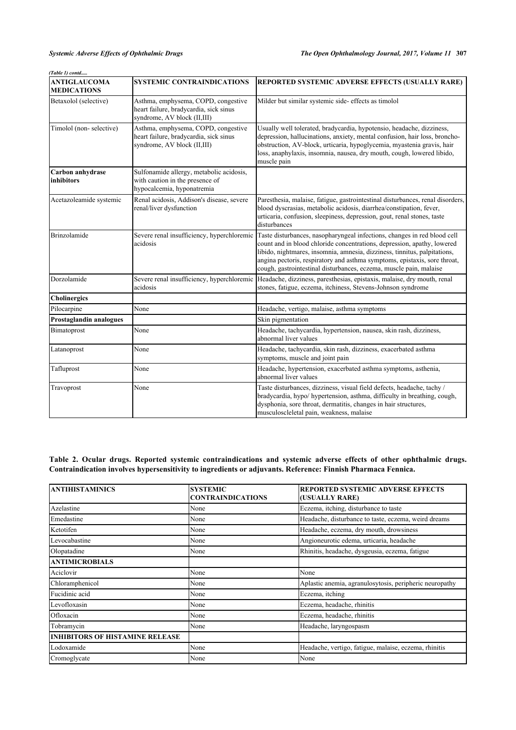*(Table 1) contd.....*

| ANTIGLAUCOMA MEDICATIONS | SYSTEMIC CONTRAINDICATIONS | REPORTED SYSTEMIC ADVERSE EFFECTS (USUALLY RARE) |
|---|---|---|
| Betaxolol (selective) | Asthma, emphysema, COPD, congestive heart failure, bradycardia, sick sinus syndrome, AV block (II,III) | Milder but similar systemic side- effects as timolol |
| Timolol (non- selective) | Asthma, emphysema, COPD, congestive heart failure, bradycardia, sick sinus syndrome, AV block (II,III) | Usually well tolerated, bradycardia, hypotensio, headache, dizziness, depression, hallucinations, anxiety, mental confusion, hair loss, broncho-obstruction, AV-block, urticaria, hypoglycemia, myastenia gravis, hair loss, anaphylaxis, insomnia, nausea, dry mouth, cough, lowered libido, muscle pain |
| **Carbon anhydrase inhibitors** | Sulfonamide allergy, metabolic acidosis, with caution in the presence of hypocalcemia, hyponatremia | |
| Acetazoleamide systemic | Renal acidosis, Addison's disease, severe renal/liver dysfunction | Paresthesia, malaise, fatigue, gastrointestinal disturbances, renal disorders, blood dyscrasias, metabolic acidosis, diarrhea/constipation, fever, urticaria, confusion, sleepiness, depression, gout, renal stones, taste disturbances |
| Brinzolamide | Severe renal insufficiency, hyperchloremic acidosis | Taste disturbances, nasopharyngeal infections, changes in red blood cell count and in blood chloride concentrations, depression, apathy, lowered libido, nightmares, insomnia, amnesia, dizziness, tinnitus, palpitations, angina pectoris, respiratory and asthma symptoms, epistaxis, sore throat, cough, gastrointestinal disturbances, eczema, muscle pain, malaise |
| Dorzolamide | Severe renal insufficiency, hyperchloremic acidosis | Headache, dizziness, paresthesias, epistaxis, malaise, dry mouth, renal stones, fatigue, eczema, itchiness, Stevens-Johnson syndrome |
| **Cholinergics** | | |
| Pilocarpine | None | Headache, vertigo, malaise, asthma symptoms |
| **Prostaglandin analogues** | | Skin pigmentation |
| Bimatoprost | None | Headache, tachycardia, hypertension, nausea, skin rash, dizziness, abnormal liver values |
| Latanoprost | None | Headache, tachycardia, skin rash, dizziness, exacerbated asthma symptoms, muscle and joint pain |
| Tafluprost | None | Headache, hypertension, exacerbated asthma symptoms, asthenia, abnormal liver values |
| Travoprost | None | Taste disturbances, dizziness, visual field defects, headache, tachy / bradycardia, hypo/ hypertension, asthma, difficulty in breathing, cough, dysphonia, sore throat, dermatitis, changes in hair structures, musculoscleletal pain, weakness, malaise |

**Table 2. Ocular drugs. Reported systemic contraindications and systemic adverse effects of other ophthalmic drugs. Contraindication involves hypersensitivity to ingredients or adjuvants. Reference: Finnish Pharmaca Fennica.**

| ANTIHISTAMINICS | SYSTEMIC CONTRAINDICATIONS | REPORTED SYSTEMIC ADVERSE EFFECTS (USUALLY RARE) |
|---|---|---|
| Azelastine | None | Eczema, itching, disturbance to taste |
| Emedastine | None | Headache, disturbance to taste, eczema, weird dreams |
| Ketotifen | None | Headache, eczema, dry mouth, drowsiness |
| Levocabastine | None | Angioneurotic edema, urticaria, headache |
| Olopatadine | None | Rhinitis, headache, dysgeusia, eczema, fatigue |
| **ANTIMICROBIALS** | | |
| Aciclovir | None | None |
| Chloramphenicol | None | Aplastic anemia, agranulosytosis, peripheric neuropathy |
| Fucidinic acid | None | Eczema, itching |
| Levofloxasin | None | Eczema, headache, rhinitis |
| Ofloxacin | None | Eczema, headache, rhinitis |
| Tobramycin | None | Headache, laryngospasm |
| **INHIBITORS OF HISTAMINE RELEASE** | | |
| Lodoxamide | None | Headache, vertigo, fatigue, malaise, eczema, rhinitis |
| Cromoglycate | None | None |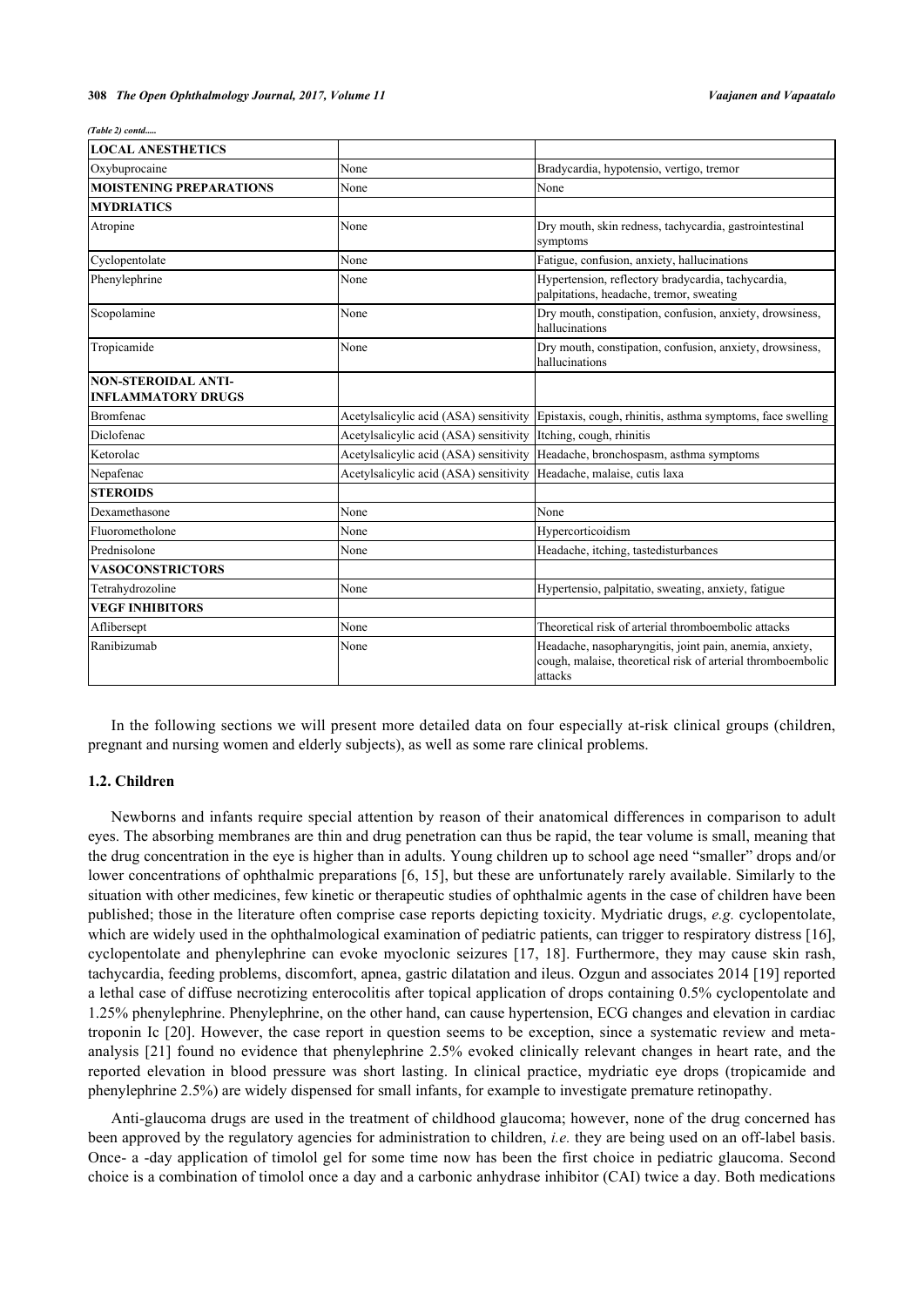*(Table 2) contd.....*

| | | |
|---|---|---|
| **LOCAL ANESTHETICS** | | |
| Oxybuprocaine | None | Bradycardia, hypotensio, vertigo, tremor |
| **MOISTENING PREPARATIONS** | None | None |
| **MYDRIATICS** | | |
| Atropine | None | Dry mouth, skin redness, tachycardia, gastrointestinal symptoms |
| Cyclopentolate | None | Fatigue, confusion, anxiety, hallucinations |
| Phenylephrine | None | Hypertension, reflectory bradycardia, tachycardia, palpitations, headache, tremor, sweating |
| Scopolamine | None | Dry mouth, constipation, confusion, anxiety, drowsiness, hallucinations |
| Tropicamide | None | Dry mouth, constipation, confusion, anxiety, drowsiness, hallucinations |
| **NON-STEROIDAL ANTI-INFLAMMATORY DRUGS** | | |
| Bromfenac | Acetylsalicylic acid (ASA) sensitivity | Epistaxis, cough, rhinitis, asthma symptoms, face swelling |
| Diclofenac | Acetylsalicylic acid (ASA) sensitivity | Itching, cough, rhinitis |
| Ketorolac | Acetylsalicylic acid (ASA) sensitivity | Headache, bronchospasm, asthma symptoms |
| Nepafenac | Acetylsalicylic acid (ASA) sensitivity | Headache, malaise, cutis laxa |
| **STEROIDS** | | |
| Dexamethasone | None | None |
| Fluorometholone | None | Hypercorticoidism |
| Prednisolone | None | Headache, itching, tastedisturbances |
| **VASOCONSTRICTORS** | | |
| Tetrahydrozoline | None | Hypertensio, palpitatio, sweating, anxiety, fatigue |
| **VEGF INHIBITORS** | | |
| Aflibersept | None | Theoretical risk of arterial thromboembolic attacks |
| Ranibizumab | None | Headache, nasopharyngitis, joint pain, anemia, anxiety, cough, malaise, theoretical risk of arterial thromboembolic attacks |

In the following sections we will present more detailed data on four especially at-risk clinical groups (children, pregnant and nursing women and elderly subjects), as well as some rare clinical problems.

### 1.2. Children

Newborns and infants require special attention by reason of their anatomical differences in comparison to adult eyes. The absorbing membranes are thin and drug penetration can thus be rapid, the tear volume is small, meaning that the drug concentration in the eye is higher than in adults. Young children up to school age need "smaller" drops and/or lower concentrations of ophthalmic preparations [6, 15], but these are unfortunately rarely available. Similarly to the situation with other medicines, few kinetic or therapeutic studies of ophthalmic agents in the case of children have been published; those in the literature often comprise case reports depicting toxicity. Mydriatic drugs, *e.g.* cyclopentolate, which are widely used in the ophthalmological examination of pediatric patients, can trigger to respiratory distress [16], cyclopentolate and phenylephrine can evoke myoclonic seizures [17, 18]. Furthermore, they may cause skin rash, tachycardia, feeding problems, discomfort, apnea, gastric dilatation and ileus. Ozgun and associates 2014 [19] reported a lethal case of diffuse necrotizing enterocolitis after topical application of drops containing 0.5% cyclopentolate and 1.25% phenylephrine. Phenylephrine, on the other hand, can cause hypertension, ECG changes and elevation in cardiac troponin Ic [20]. However, the case report in question seems to be exception, since a systematic review and meta-analysis [21] found no evidence that phenylephrine 2.5% evoked clinically relevant changes in heart rate, and the reported elevation in blood pressure was short lasting. In clinical practice, mydriatic eye drops (tropicamide and phenylephrine 2.5%) are widely dispensed for small infants, for example to investigate premature retinopathy.

Anti-glaucoma drugs are used in the treatment of childhood glaucoma; however, none of the drug concerned has been approved by the regulatory agencies for administration to children, *i.e.* they are being used on an off-label basis. Once- a -day application of timolol gel for some time now has been the first choice in pediatric glaucoma. Second choice is a combination of timolol once a day and a carbonic anhydrase inhibitor (CAI) twice a day. Both medications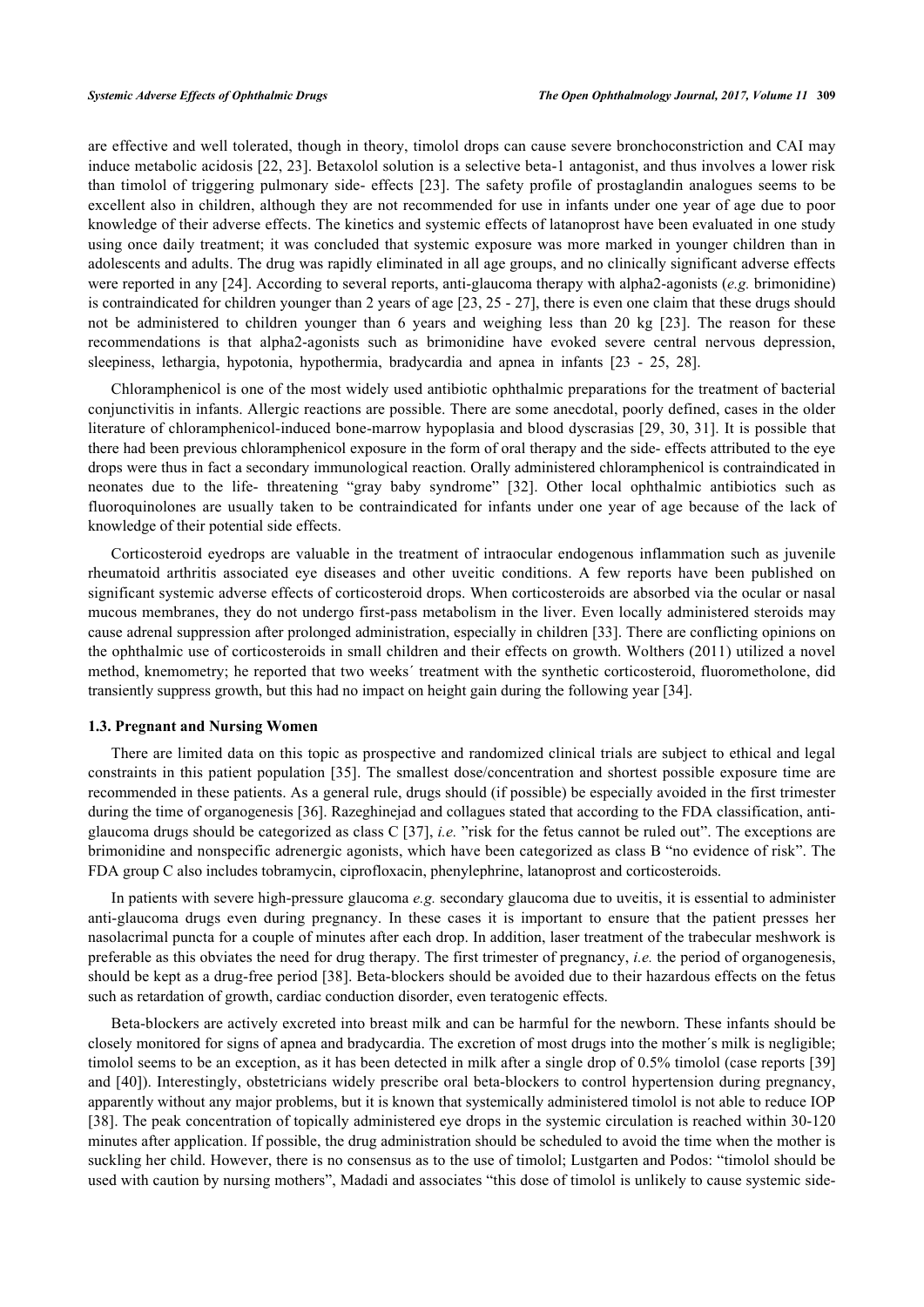are effective and well tolerated, though in theory, timolol drops can cause severe bronchoconstriction and CAI may induce metabolic acidosis [22, 23]. Betaxolol solution is a selective beta-1 antagonist, and thus involves a lower risk than timolol of triggering pulmonary side- effects [23]. The safety profile of prostaglandin analogues seems to be excellent also in children, although they are not recommended for use in infants under one year of age due to poor knowledge of their adverse effects. The kinetics and systemic effects of latanoprost have been evaluated in one study using once daily treatment; it was concluded that systemic exposure was more marked in younger children than in adolescents and adults. The drug was rapidly eliminated in all age groups, and no clinically significant adverse effects were reported in any [24]. According to several reports, anti-glaucoma therapy with alpha2-agonists (*e.g.* brimonidine) is contraindicated for children younger than 2 years of age [23, 25 - 27], there is even one claim that these drugs should not be administered to children younger than 6 years and weighing less than 20 kg [23]. The reason for these recommendations is that alpha2-agonists such as brimonidine have evoked severe central nervous depression, sleepiness, lethargia, hypotonia, hypothermia, bradycardia and apnea in infants [23 - 25, 28].

Chloramphenicol is one of the most widely used antibiotic ophthalmic preparations for the treatment of bacterial conjunctivitis in infants. Allergic reactions are possible. There are some anecdotal, poorly defined, cases in the older literature of chloramphenicol-induced bone-marrow hypoplasia and blood dyscrasias [29, 30, 31]. It is possible that there had been previous chloramphenicol exposure in the form of oral therapy and the side- effects attributed to the eye drops were thus in fact a secondary immunological reaction. Orally administered chloramphenicol is contraindicated in neonates due to the life- threatening “gray baby syndrome” [32]. Other local ophthalmic antibiotics such as fluoroquinolones are usually taken to be contraindicated for infants under one year of age because of the lack of knowledge of their potential side effects.

Corticosteroid eyedrops are valuable in the treatment of intraocular endogenous inflammation such as juvenile rheumatoid arthritis associated eye diseases and other uveitic conditions. A few reports have been published on significant systemic adverse effects of corticosteroid drops. When corticosteroids are absorbed via the ocular or nasal mucous membranes, they do not undergo first-pass metabolism in the liver. Even locally administered steroids may cause adrenal suppression after prolonged administration, especially in children [33]. There are conflicting opinions on the ophthalmic use of corticosteroids in small children and their effects on growth. Wolthers (2011) utilized a novel method, knemometry; he reported that two weeks´ treatment with the synthetic corticosteroid, fluorometholone, did transiently suppress growth, but this had no impact on height gain during the following year [34].

### 1.3. Pregnant and Nursing Women

There are limited data on this topic as prospective and randomized clinical trials are subject to ethical and legal constraints in this patient population [35]. The smallest dose/concentration and shortest possible exposure time are recommended in these patients. As a general rule, drugs should (if possible) be especially avoided in the first trimester during the time of organogenesis [36]. Razeghinejad and collagues stated that according to the FDA classification, anti-glaucoma drugs should be categorized as class C [37], *i.e.* ”risk for the fetus cannot be ruled out”. The exceptions are brimonidine and nonspecific adrenergic agonists, which have been categorized as class B “no evidence of risk”. The FDA group C also includes tobramycin, ciprofloxacin, phenylephrine, latanoprost and corticosteroids.

In patients with severe high-pressure glaucoma *e.g.* secondary glaucoma due to uveitis, it is essential to administer anti-glaucoma drugs even during pregnancy. In these cases it is important to ensure that the patient presses her nasolacrimal puncta for a couple of minutes after each drop. In addition, laser treatment of the trabecular meshwork is preferable as this obviates the need for drug therapy. The first trimester of pregnancy, *i.e.* the period of organogenesis, should be kept as a drug-free period [38]. Beta-blockers should be avoided due to their hazardous effects on the fetus such as retardation of growth, cardiac conduction disorder, even teratogenic effects.

Beta-blockers are actively excreted into breast milk and can be harmful for the newborn. These infants should be closely monitored for signs of apnea and bradycardia. The excretion of most drugs into the mother´s milk is negligible; timolol seems to be an exception, as it has been detected in milk after a single drop of 0.5% timolol (case reports [39] and [40]). Interestingly, obstetricians widely prescribe oral beta-blockers to control hypertension during pregnancy, apparently without any major problems, but it is known that systemically administered timolol is not able to reduce IOP [38]. The peak concentration of topically administered eye drops in the systemic circulation is reached within 30-120 minutes after application. If possible, the drug administration should be scheduled to avoid the time when the mother is suckling her child. However, there is no consensus as to the use of timolol; Lustgarten and Podos: “timolol should be used with caution by nursing mothers”, Madadi and associates “this dose of timolol is unlikely to cause systemic side-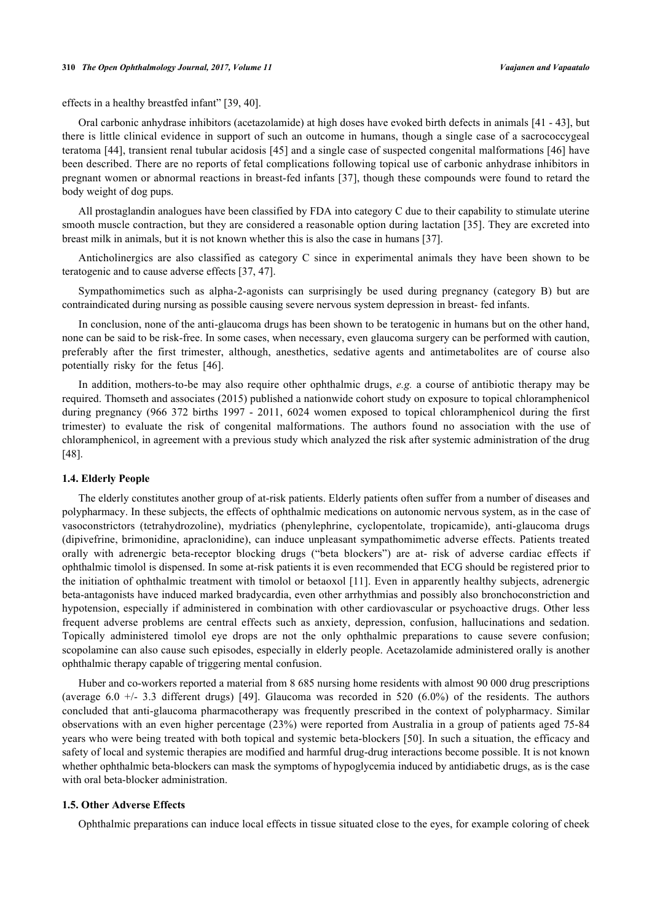effects in a healthy breastfed infant" [39, 40].

Oral carbonic anhydrase inhibitors (acetazolamide) at high doses have evoked birth defects in animals [41 - 43], but there is little clinical evidence in support of such an outcome in humans, though a single case of a sacrococcygeal teratoma [44], transient renal tubular acidosis [45] and a single case of suspected congenital malformations [46] have been described. There are no reports of fetal complications following topical use of carbonic anhydrase inhibitors in pregnant women or abnormal reactions in breast-fed infants [37], though these compounds were found to retard the body weight of dog pups.

All prostaglandin analogues have been classified by FDA into category C due to their capability to stimulate uterine smooth muscle contraction, but they are considered a reasonable option during lactation [35]. They are excreted into breast milk in animals, but it is not known whether this is also the case in humans [37].

Anticholinergics are also classified as category C since in experimental animals they have been shown to be teratogenic and to cause adverse effects [37, 47].

Sympathomimetics such as alpha-2-agonists can surprisingly be used during pregnancy (category B) but are contraindicated during nursing as possible causing severe nervous system depression in breast- fed infants.

In conclusion, none of the anti-glaucoma drugs has been shown to be teratogenic in humans but on the other hand, none can be said to be risk-free. In some cases, when necessary, even glaucoma surgery can be performed with caution, preferably after the first trimester, although, anesthetics, sedative agents and antimetabolites are of course also potentially risky for the fetus [46].

In addition, mothers-to-be may also require other ophthalmic drugs, *e.g.* a course of antibiotic therapy may be required. Thomseth and associates (2015) published a nationwide cohort study on exposure to topical chloramphenicol during pregnancy (966 372 births 1997 - 2011, 6024 women exposed to topical chloramphenicol during the first trimester) to evaluate the risk of congenital malformations. The authors found no association with the use of chloramphenicol, in agreement with a previous study which analyzed the risk after systemic administration of the drug [48].

### 1.4. Elderly People

The elderly constitutes another group of at-risk patients. Elderly patients often suffer from a number of diseases and polypharmacy. In these subjects, the effects of ophthalmic medications on autonomic nervous system, as in the case of vasoconstrictors (tetrahydrozoline), mydriatics (phenylephrine, cyclopentolate, tropicamide), anti-glaucoma drugs (dipivefrine, brimonidine, apraclonidine), can induce unpleasant sympathomimetic adverse effects. Patients treated orally with adrenergic beta-receptor blocking drugs ("beta blockers") are at- risk of adverse cardiac effects if ophthalmic timolol is dispensed. In some at-risk patients it is even recommended that ECG should be registered prior to the initiation of ophthalmic treatment with timolol or betaoxol [11]. Even in apparently healthy subjects, adrenergic beta-antagonists have induced marked bradycardia, even other arrhythmias and possibly also bronchoconstriction and hypotension, especially if administered in combination with other cardiovascular or psychoactive drugs. Other less frequent adverse problems are central effects such as anxiety, depression, confusion, hallucinations and sedation. Topically administered timolol eye drops are not the only ophthalmic preparations to cause severe confusion; scopolamine can also cause such episodes, especially in elderly people. Acetazolamide administered orally is another ophthalmic therapy capable of triggering mental confusion.

Huber and co-workers reported a material from 8 685 nursing home residents with almost 90 000 drug prescriptions (average 6.0 +/- 3.3 different drugs) [49]. Glaucoma was recorded in 520 (6.0%) of the residents. The authors concluded that anti-glaucoma pharmacotherapy was frequently prescribed in the context of polypharmacy. Similar observations with an even higher percentage (23%) were reported from Australia in a group of patients aged 75-84 years who were being treated with both topical and systemic beta-blockers [50]. In such a situation, the efficacy and safety of local and systemic therapies are modified and harmful drug-drug interactions become possible. It is not known whether ophthalmic beta-blockers can mask the symptoms of hypoglycemia induced by antidiabetic drugs, as is the case with oral beta-blocker administration.

### 1.5. Other Adverse Effects

Ophthalmic preparations can induce local effects in tissue situated close to the eyes, for example coloring of cheek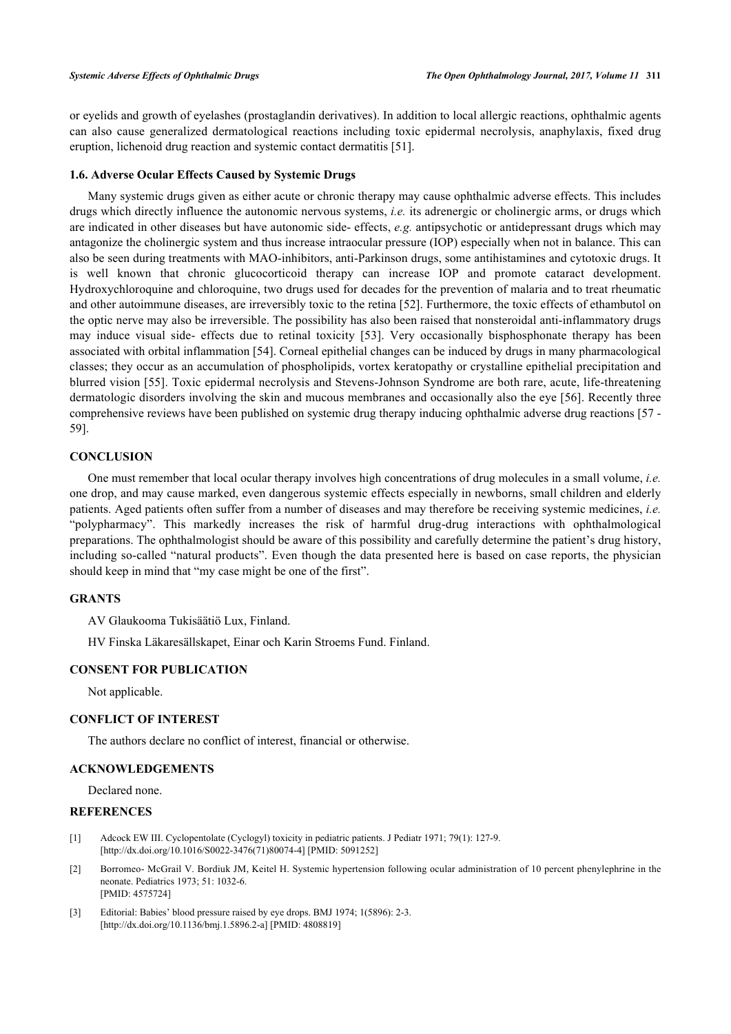or eyelids and growth of eyelashes (prostaglandin derivatives). In addition to local allergic reactions, ophthalmic agents can also cause generalized dermatological reactions including toxic epidermal necrolysis, anaphylaxis, fixed drug eruption, lichenoid drug reaction and systemic contact dermatitis [51].

### 1.6. Adverse Ocular Effects Caused by Systemic Drugs

Many systemic drugs given as either acute or chronic therapy may cause ophthalmic adverse effects. This includes drugs which directly influence the autonomic nervous systems, *i.e.* its adrenergic or cholinergic arms, or drugs which are indicated in other diseases but have autonomic side- effects, *e.g.* antipsychotic or antidepressant drugs which may antagonize the cholinergic system and thus increase intraocular pressure (IOP) especially when not in balance. This can also be seen during treatments with MAO-inhibitors, anti-Parkinson drugs, some antihistamines and cytotoxic drugs. It is well known that chronic glucocorticoid therapy can increase IOP and promote cataract development. Hydroxychloroquine and chloroquine, two drugs used for decades for the prevention of malaria and to treat rheumatic and other autoimmune diseases, are irreversibly toxic to the retina [52]. Furthermore, the toxic effects of ethambutol on the optic nerve may also be irreversible. The possibility has also been raised that nonsteroidal anti-inflammatory drugs may induce visual side- effects due to retinal toxicity [53]. Very occasionally bisphosphonate therapy has been associated with orbital inflammation [54]. Corneal epithelial changes can be induced by drugs in many pharmacological classes; they occur as an accumulation of phospholipids, vortex keratopathy or crystalline epithelial precipitation and blurred vision [55]. Toxic epidermal necrolysis and Stevens-Johnson Syndrome are both rare, acute, life-threatening dermatologic disorders involving the skin and mucous membranes and occasionally also the eye [56]. Recently three comprehensive reviews have been published on systemic drug therapy inducing ophthalmic adverse drug reactions [57 - 59].

## CONCLUSION

One must remember that local ocular therapy involves high concentrations of drug molecules in a small volume, *i.e.* one drop, and may cause marked, even dangerous systemic effects especially in newborns, small children and elderly patients. Aged patients often suffer from a number of diseases and may therefore be receiving systemic medicines, *i.e.* "polypharmacy". This markedly increases the risk of harmful drug-drug interactions with ophthalmological preparations. The ophthalmologist should be aware of this possibility and carefully determine the patient's drug history, including so-called "natural products". Even though the data presented here is based on case reports, the physician should keep in mind that "my case might be one of the first".

## GRANTS

AV Glaukooma Tukisäätiö Lux, Finland.

HV Finska Läkaresällskapet, Einar och Karin Stroems Fund. Finland.

## CONSENT FOR PUBLICATION

Not applicable.

## CONFLICT OF INTEREST

The authors declare no conflict of interest, financial or otherwise.

## ACKNOWLEDGEMENTS

Declared none.

## REFERENCES

[1] Adcock EW III. Cyclopentolate (Cyclogyl) toxicity in pediatric patients. J Pediatr 1971; 79(1): 127-9. [http://dx.doi.org/10.1016/S0022-3476(71)80074-4] [PMID: 5091252]

[2] Borromeo- McGrail V. Bordiuk JM, Keitel H. Systemic hypertension following ocular administration of 10 percent phenylephrine in the neonate. Pediatrics 1973; 51: 1032-6. [PMID: 4575724]

[3] Editorial: Babies' blood pressure raised by eye drops. BMJ 1974; 1(5896): 2-3. [http://dx.doi.org/10.1136/bmj.1.5896.2-a] [PMID: 4808819]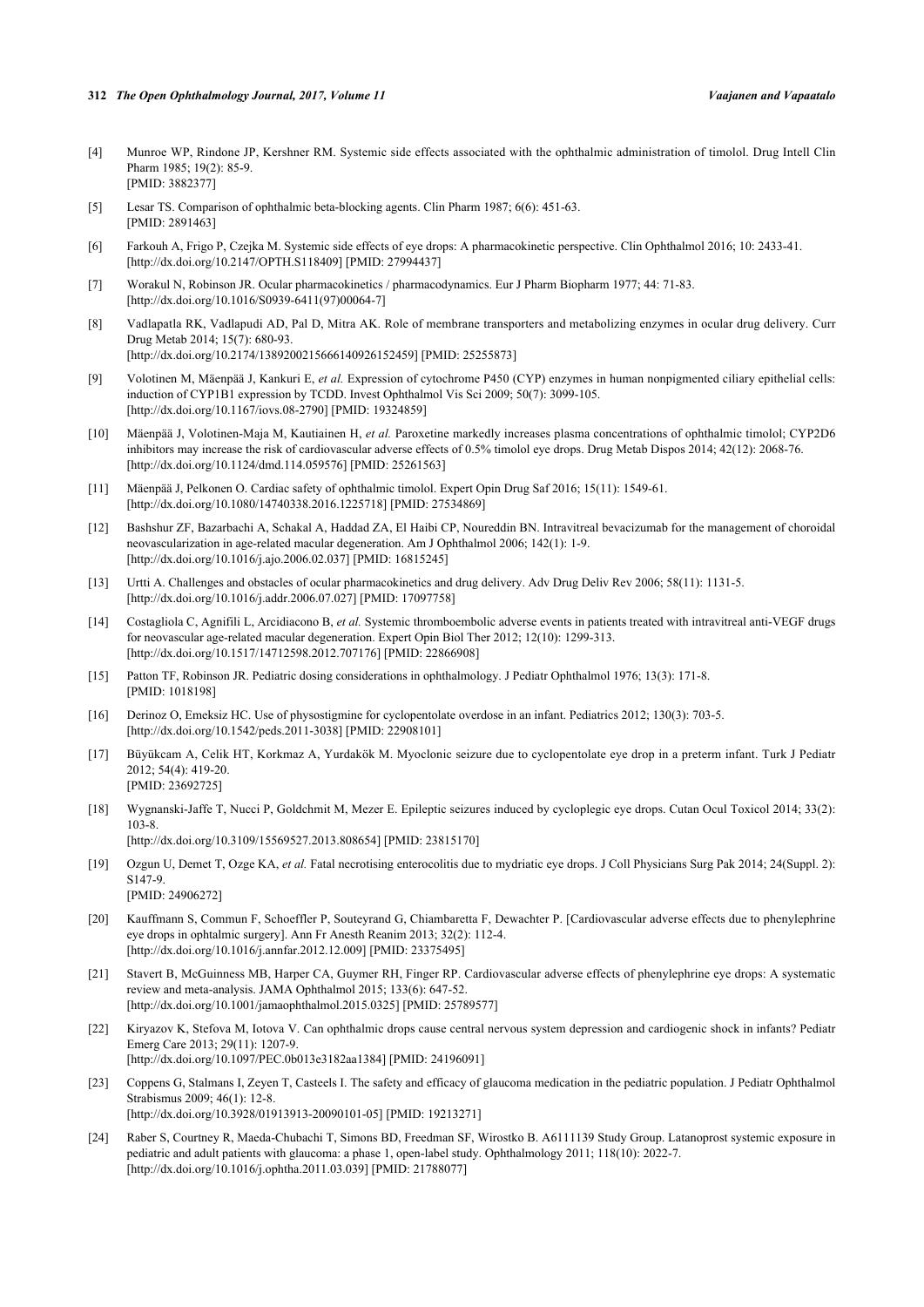[4] Munroe WP, Rindone JP, Kershner RM. Systemic side effects associated with the ophthalmic administration of timolol. Drug Intell Clin Pharm 1985; 19(2): 85-9. [PMID: 3882377]

[5] Lesar TS. Comparison of ophthalmic beta-blocking agents. Clin Pharm 1987; 6(6): 451-63. [PMID: 2891463]

[6] Farkouh A, Frigo P, Czejka M. Systemic side effects of eye drops: A pharmacokinetic perspective. Clin Ophthalmol 2016; 10: 2433-41. [http://dx.doi.org/10.2147/OPTH.S118409] [PMID: 27994437]

[7] Worakul N, Robinson JR. Ocular pharmacokinetics / pharmacodynamics. Eur J Pharm Biopharm 1977; 44: 71-83. [http://dx.doi.org/10.1016/S0939-6411(97)00064-7]

[8] Vadlapatla RK, Vadlapudi AD, Pal D, Mitra AK. Role of membrane transporters and metabolizing enzymes in ocular drug delivery. Curr Drug Metab 2014; 15(7): 680-93. [http://dx.doi.org/10.2174/1389200215666140926152459] [PMID: 25255873]

[9] Volotinen M, Mäenpää J, Kankuri E, *et al.* Expression of cytochrome P450 (CYP) enzymes in human nonpigmented ciliary epithelial cells: induction of CYP1B1 expression by TCDD. Invest Ophthalmol Vis Sci 2009; 50(7): 3099-105. [http://dx.doi.org/10.1167/iovs.08-2790] [PMID: 19324859]

[10] Mäenpää J, Volotinen-Maja M, Kautiainen H, *et al.* Paroxetine markedly increases plasma concentrations of ophthalmic timolol; CYP2D6 inhibitors may increase the risk of cardiovascular adverse effects of 0.5% timolol eye drops. Drug Metab Dispos 2014; 42(12): 2068-76. [http://dx.doi.org/10.1124/dmd.114.059576] [PMID: 25261563]

[11] Mäenpää J, Pelkonen O. Cardiac safety of ophthalmic timolol. Expert Opin Drug Saf 2016; 15(11): 1549-61. [http://dx.doi.org/10.1080/14740338.2016.1225718] [PMID: 27534869]

[12] Bashshur ZF, Bazarbachi A, Schakal A, Haddad ZA, El Haibi CP, Noureddin BN. Intravitreal bevacizumab for the management of choroidal neovascularization in age-related macular degeneration. Am J Ophthalmol 2006; 142(1): 1-9. [http://dx.doi.org/10.1016/j.ajo.2006.02.037] [PMID: 16815245]

[13] Urtti A. Challenges and obstacles of ocular pharmacokinetics and drug delivery. Adv Drug Deliv Rev 2006; 58(11): 1131-5. [http://dx.doi.org/10.1016/j.addr.2006.07.027] [PMID: 17097758]

[14] Costagliola C, Agnifili L, Arcidiacono B, *et al.* Systemic thromboembolic adverse events in patients treated with intravitreal anti-VEGF drugs for neovascular age-related macular degeneration. Expert Opin Biol Ther 2012; 12(10): 1299-313. [http://dx.doi.org/10.1517/14712598.2012.707176] [PMID: 22866908]

[15] Patton TF, Robinson JR. Pediatric dosing considerations in ophthalmology. J Pediatr Ophthalmol 1976; 13(3): 171-8. [PMID: 1018198]

[16] Derinoz O, Emeksiz HC. Use of physostigmine for cyclopentolate overdose in an infant. Pediatrics 2012; 130(3): 703-5. [http://dx.doi.org/10.1542/peds.2011-3038] [PMID: 22908101]

[17] Büyükcam A, Celik HT, Korkmaz A, Yurdakök M. Myoclonic seizure due to cyclopentolate eye drop in a preterm infant. Turk J Pediatr 2012; 54(4): 419-20. [PMID: 23692725]

[18] Wygnanski-Jaffe T, Nucci P, Goldchmit M, Mezer E. Epileptic seizures induced by cycloplegic eye drops. Cutan Ocul Toxicol 2014; 33(2): 103-8. [http://dx.doi.org/10.3109/15569527.2013.808654] [PMID: 23815170]

[19] Ozgun U, Demet T, Ozge KA, *et al.* Fatal necrotising enterocolitis due to mydriatic eye drops. J Coll Physicians Surg Pak 2014; 24(Suppl. 2): S147-9. [PMID: 24906272]

[20] Kauffmann S, Commun F, Schoeffler P, Souteyrand G, Chiambaretta F, Dewachter P. [Cardiovascular adverse effects due to phenylephrine eye drops in ophtalmic surgery]. Ann Fr Anesth Reanim 2013; 32(2): 112-4. [http://dx.doi.org/10.1016/j.annfar.2012.12.009] [PMID: 23375495]

[21] Stavert B, McGuinness MB, Harper CA, Guymer RH, Finger RP. Cardiovascular adverse effects of phenylephrine eye drops: A systematic review and meta-analysis. JAMA Ophthalmol 2015; 133(6): 647-52. [http://dx.doi.org/10.1001/jamaophthalmol.2015.0325] [PMID: 25789577]

[22] Kiryazov K, Stefova M, Iotova V. Can ophthalmic drops cause central nervous system depression and cardiogenic shock in infants? Pediatr Emerg Care 2013; 29(11): 1207-9. [http://dx.doi.org/10.1097/PEC.0b013e3182aa1384] [PMID: 24196091]

[23] Coppens G, Stalmans I, Zeyen T, Casteels I. The safety and efficacy of glaucoma medication in the pediatric population. J Pediatr Ophthalmol Strabismus 2009; 46(1): 12-8. [http://dx.doi.org/10.3928/01913913-20090101-05] [PMID: 19213271]

[24] Raber S, Courtney R, Maeda-Chubachi T, Simons BD, Freedman SF, Wirostko B. A6111139 Study Group. Latanoprost systemic exposure in pediatric and adult patients with glaucoma: a phase 1, open-label study. Ophthalmology 2011; 118(10): 2022-7. [http://dx.doi.org/10.1016/j.ophtha.2011.03.039] [PMID: 21788077]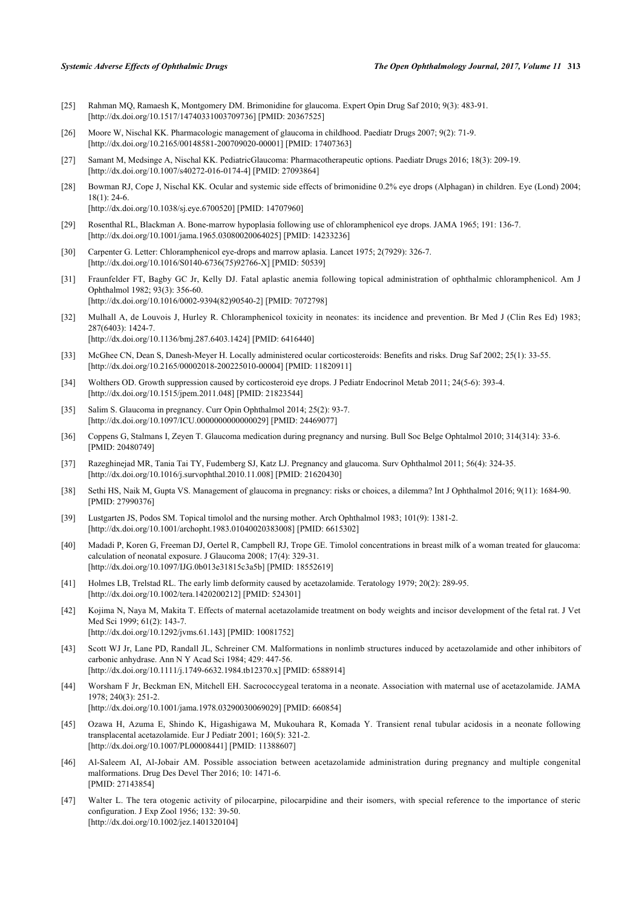[25] Rahman MQ, Ramaesh K, Montgomery DM. Brimonidine for glaucoma. Expert Opin Drug Saf 2010; 9(3): 483-91. [http://dx.doi.org/10.1517/14740331003709736] [PMID: 20367525]

[26] Moore W, Nischal KK. Pharmacologic management of glaucoma in childhood. Paediatr Drugs 2007; 9(2): 71-9. [http://dx.doi.org/10.2165/00148581-200709020-00001] [PMID: 17407363]

[27] Samant M, Medsinge A, Nischal KK. PediatricGlaucoma: Pharmacotherapeutic options. Paediatr Drugs 2016; 18(3): 209-19. [http://dx.doi.org/10.1007/s40272-016-0174-4] [PMID: 27093864]

[28] Bowman RJ, Cope J, Nischal KK. Ocular and systemic side effects of brimonidine 0.2% eye drops (Alphagan) in children. Eye (Lond) 2004; 18(1): 24-6. [http://dx.doi.org/10.1038/sj.eye.6700520] [PMID: 14707960]

[29] Rosenthal RL, Blackman A. Bone-marrow hypoplasia following use of chloramphenicol eye drops. JAMA 1965; 191: 136-7. [http://dx.doi.org/10.1001/jama.1965.03080020064025] [PMID: 14233236]

[30] Carpenter G. Letter: Chloramphenicol eye-drops and marrow aplasia. Lancet 1975; 2(7929): 326-7. [http://dx.doi.org/10.1016/S0140-6736(75)92766-X] [PMID: 50539]

[31] Fraunfelder FT, Bagby GC Jr, Kelly DJ. Fatal aplastic anemia following topical administration of ophthalmic chloramphenicol. Am J Ophthalmol 1982; 93(3): 356-60. [http://dx.doi.org/10.1016/0002-9394(82)90540-2] [PMID: 7072798]

[32] Mulhall A, de Louvois J, Hurley R. Chloramphenicol toxicity in neonates: its incidence and prevention. Br Med J (Clin Res Ed) 1983; 287(6403): 1424-7. [http://dx.doi.org/10.1136/bmj.287.6403.1424] [PMID: 6416440]

[33] McGhee CN, Dean S, Danesh-Meyer H. Locally administered ocular corticosteroids: Benefits and risks. Drug Saf 2002; 25(1): 33-55. [http://dx.doi.org/10.2165/00002018-200225010-00004] [PMID: 11820911]

[34] Wolthers OD. Growth suppression caused by corticosteroid eye drops. J Pediatr Endocrinol Metab 2011; 24(5-6): 393-4. [http://dx.doi.org/10.1515/jpem.2011.048] [PMID: 21823544]

[35] Salim S. Glaucoma in pregnancy. Curr Opin Ophthalmol 2014; 25(2): 93-7. [http://dx.doi.org/10.1097/ICU.0000000000000029] [PMID: 24469077]

[36] Coppens G, Stalmans I, Zeyen T. Glaucoma medication during pregnancy and nursing. Bull Soc Belge Ophtalmol 2010; 314(314): 33-6. [PMID: 20480749]

[37] Razeghinejad MR, Tania Tai TY, Fudemberg SJ, Katz LJ. Pregnancy and glaucoma. Surv Ophthalmol 2011; 56(4): 324-35. [http://dx.doi.org/10.1016/j.survophthal.2010.11.008] [PMID: 21620430]

[38] Sethi HS, Naik M, Gupta VS. Management of glaucoma in pregnancy: risks or choices, a dilemma? Int J Ophthalmol 2016; 9(11): 1684-90. [PMID: 27990376]

[39] Lustgarten JS, Podos SM. Topical timolol and the nursing mother. Arch Ophthalmol 1983; 101(9): 1381-2. [http://dx.doi.org/10.1001/archopht.1983.01040020383008] [PMID: 6615302]

[40] Madadi P, Koren G, Freeman DJ, Oertel R, Campbell RJ, Trope GE. Timolol concentrations in breast milk of a woman treated for glaucoma: calculation of neonatal exposure. J Glaucoma 2008; 17(4): 329-31. [http://dx.doi.org/10.1097/IJG.0b013e31815c3a5b] [PMID: 18552619]

[41] Holmes LB, Trelstad RL. The early limb deformity caused by acetazolamide. Teratology 1979; 20(2): 289-95. [http://dx.doi.org/10.1002/tera.1420200212] [PMID: 524301]

[42] Kojima N, Naya M, Makita T. Effects of maternal acetazolamide treatment on body weights and incisor development of the fetal rat. J Vet Med Sci 1999; 61(2): 143-7. [http://dx.doi.org/10.1292/jvms.61.143] [PMID: 10081752]

[43] Scott WJ Jr, Lane PD, Randall JL, Schreiner CM. Malformations in nonlimb structures induced by acetazolamide and other inhibitors of carbonic anhydrase. Ann N Y Acad Sci 1984; 429: 447-56. [http://dx.doi.org/10.1111/j.1749-6632.1984.tb12370.x] [PMID: 6588914]

[44] Worsham F Jr, Beckman EN, Mitchell EH. Sacrococcygeal teratoma in a neonate. Association with maternal use of acetazolamide. JAMA 1978; 240(3): 251-2. [http://dx.doi.org/10.1001/jama.1978.03290030069029] [PMID: 660854]

[45] Ozawa H, Azuma E, Shindo K, Higashigawa M, Mukouhara R, Komada Y. Transient renal tubular acidosis in a neonate following transplacental acetazolamide. Eur J Pediatr 2001; 160(5): 321-2. [http://dx.doi.org/10.1007/PL00008441] [PMID: 11388607]

[46] Al-Saleem AI, Al-Jobair AM. Possible association between acetazolamide administration during pregnancy and multiple congenital malformations. Drug Des Devel Ther 2016; 10: 1471-6. [PMID: 27143854]

[47] Walter L. The tera otogenic activity of pilocarpine, pilocarpidine and their isomers, with special reference to the importance of steric configuration. J Exp Zool 1956; 132: 39-50. [http://dx.doi.org/10.1002/jez.1401320104]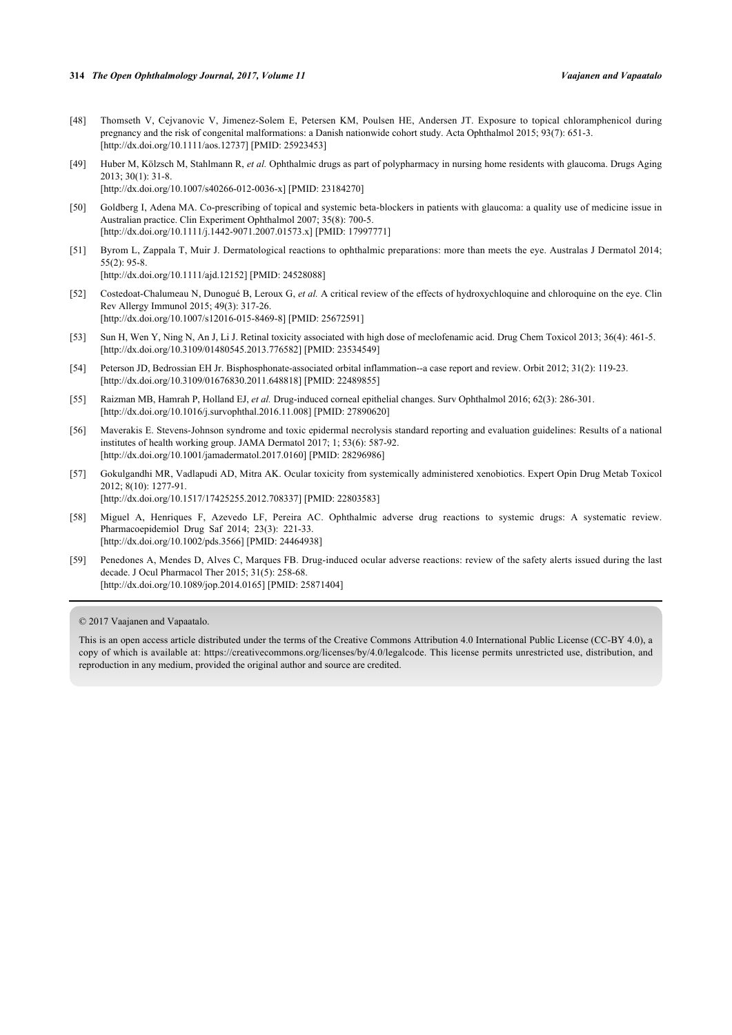[48] Thomseth V, Cejvanovic V, Jimenez-Solem E, Petersen KM, Poulsen HE, Andersen JT. Exposure to topical chloramphenicol during pregnancy and the risk of congenital malformations: a Danish nationwide cohort study. Acta Ophthalmol 2015; 93(7): 651-3. [http://dx.doi.org/10.1111/aos.12737] [PMID: 25923453]

[49] Huber M, Kölzsch M, Stahlmann R, *et al.* Ophthalmic drugs as part of polypharmacy in nursing home residents with glaucoma. Drugs Aging 2013; 30(1): 31-8. [http://dx.doi.org/10.1007/s40266-012-0036-x] [PMID: 23184270]

[50] Goldberg I, Adena MA. Co-prescribing of topical and systemic beta-blockers in patients with glaucoma: a quality use of medicine issue in Australian practice. Clin Experiment Ophthalmol 2007; 35(8): 700-5. [http://dx.doi.org/10.1111/j.1442-9071.2007.01573.x] [PMID: 17997771]

[51] Byrom L, Zappala T, Muir J. Dermatological reactions to ophthalmic preparations: more than meets the eye. Australas J Dermatol 2014; 55(2): 95-8. [http://dx.doi.org/10.1111/ajd.12152] [PMID: 24528088]

[52] Costedoat-Chalumeau N, Dunogué B, Leroux G, *et al.* A critical review of the effects of hydroxychloquine and chloroquine on the eye. Clin Rev Allergy Immunol 2015; 49(3): 317-26. [http://dx.doi.org/10.1007/s12016-015-8469-8] [PMID: 25672591]

[53] Sun H, Wen Y, Ning N, An J, Li J. Retinal toxicity associated with high dose of meclofenamic acid. Drug Chem Toxicol 2013; 36(4): 461-5. [http://dx.doi.org/10.3109/01480545.2013.776582] [PMID: 23534549]

[54] Peterson JD, Bedrossian EH Jr. Bisphosphonate-associated orbital inflammation--a case report and review. Orbit 2012; 31(2): 119-23. [http://dx.doi.org/10.3109/01676830.2011.648818] [PMID: 22489855]

[55] Raizman MB, Hamrah P, Holland EJ, *et al.* Drug-induced corneal epithelial changes. Surv Ophthalmol 2016; 62(3): 286-301. [http://dx.doi.org/10.1016/j.survophthal.2016.11.008] [PMID: 27890620]

[56] Maverakis E. Stevens-Johnson syndrome and toxic epidermal necrolysis standard reporting and evaluation guidelines: Results of a national institutes of health working group. JAMA Dermatol 2017; 1; 53(6): 587-92. [http://dx.doi.org/10.1001/jamadermatol.2017.0160] [PMID: 28296986]

[57] Gokulgandhi MR, Vadlapudi AD, Mitra AK. Ocular toxicity from systemically administered xenobiotics. Expert Opin Drug Metab Toxicol 2012; 8(10): 1277-91. [http://dx.doi.org/10.1517/17425255.2012.708337] [PMID: 22803583]

[58] Miguel A, Henriques F, Azevedo LF, Pereira AC. Ophthalmic adverse drug reactions to systemic drugs: A systematic review. Pharmacoepidemiol Drug Saf 2014; 23(3): 221-33. [http://dx.doi.org/10.1002/pds.3566] [PMID: 24464938]

[59] Penedones A, Mendes D, Alves C, Marques FB. Drug-induced ocular adverse reactions: review of the safety alerts issued during the last decade. J Ocul Pharmacol Ther 2015; 31(5): 258-68. [http://dx.doi.org/10.1089/jop.2014.0165] [PMID: 25871404]

---

© 2017 Vaajanen and Vapaatalo.

This is an open access article distributed under the terms of the Creative Commons Attribution 4.0 International Public License (CC-BY 4.0), a copy of which is available at: https://creativecommons.org/licenses/by/4.0/legalcode. This license permits unrestricted use, distribution, and reproduction in any medium, provided the original author and source are credited.